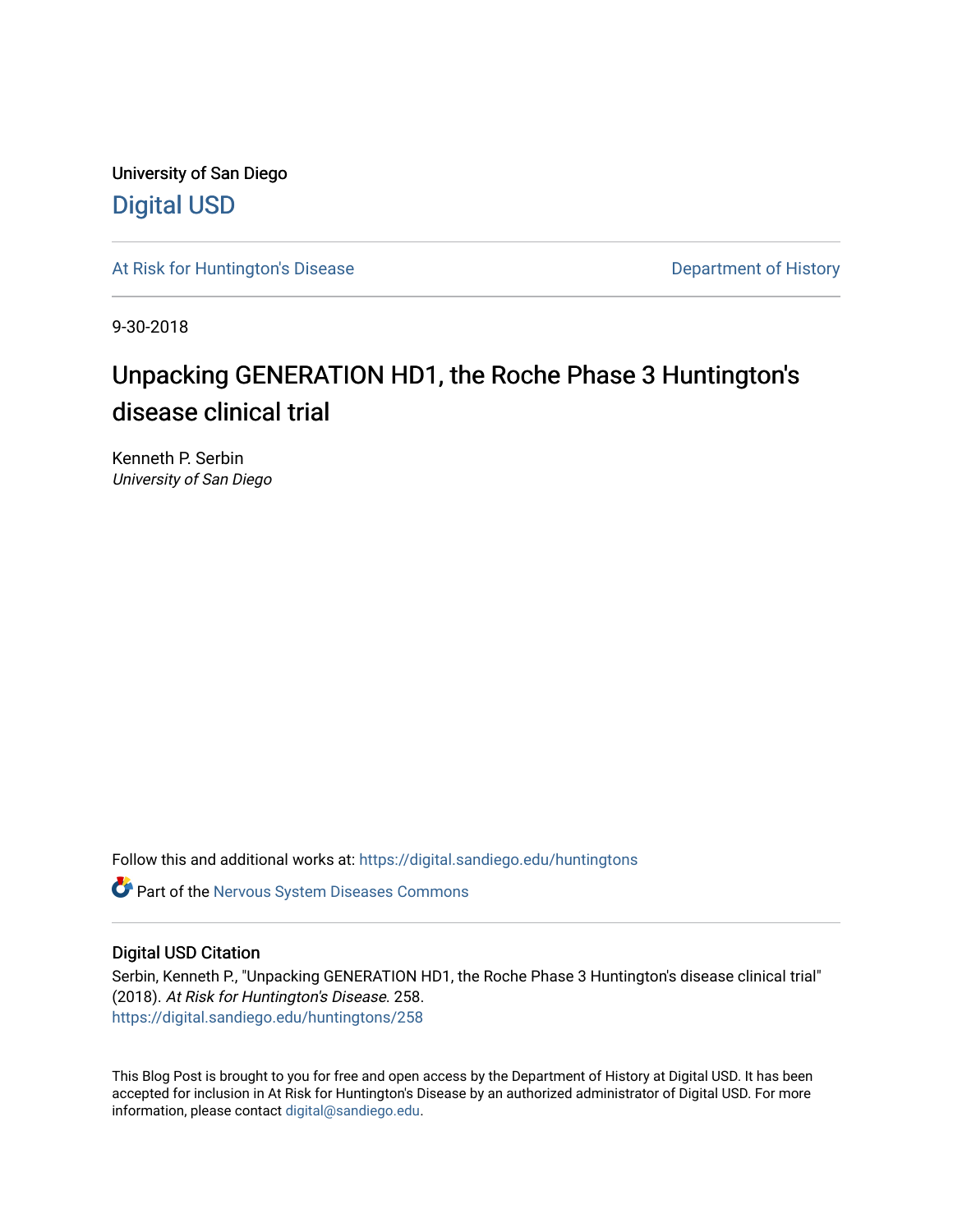University of San Diego

# Digital USD

At Risk for Huntington's Disease | Department of History

9-30-2018

# Unpacking GENERATION HD1, the Roche Phase 3 Huntington's disease clinical trial

Kenneth P. Serbin
*University of San Diego*

Follow this and additional works at: https://digital.sandiego.edu/huntingtons

Part of the Nervous System Diseases Commons

## Digital USD Citation

Serbin, Kenneth P., "Unpacking GENERATION HD1, the Roche Phase 3 Huntington's disease clinical trial" (2018). *At Risk for Huntington's Disease*. 258.
https://digital.sandiego.edu/huntingtons/258

This Blog Post is brought to you for free and open access by the Department of History at Digital USD. It has been accepted for inclusion in At Risk for Huntington's Disease by an authorized administrator of Digital USD. For more information, please contact digital@sandiego.edu.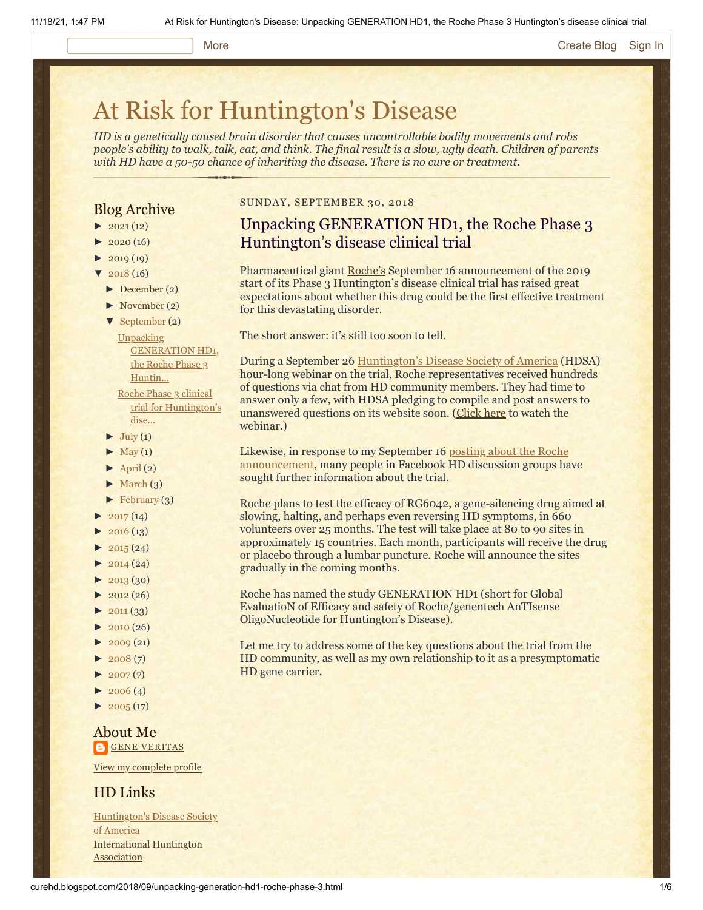# At Risk for Huntington's Disease

*HD is a genetically caused brain disorder that causes uncontrollable bodily movements and robs people's ability to walk, talk, eat, and think. The final result is a slow, ugly death. Children of parents with HD have a 50-50 chance of inheriting the disease. There is no cure or treatment.*

## Blog Archive

- ► 2021 (12)
- ► 2020 (16)
- ► 2019 (19)
- ▼ 2018 (16)
  - ► December (2)
  - ► November (2)
  - ▼ September (2)
    - Unpacking GENERATION HD1, the Roche Phase 3 Huntin...
    - Roche Phase 3 clinical trial for Huntington's dise...
  - ► July (1)
  - ► May (1)
  - ► April (2)
  - ► March (3)
  - ► February (3)
- ► 2017 (14)
- ► 2016 (13)
- ► 2015 (24)
- ► 2014 (24)
- ► 2013 (30)
- ► 2012 (26)
- ► 2011 (33)
- ► 2010 (26)
- ► 2009 (21)
- ► 2008 (7)
- ► 2007 (7)
- ► 2006 (4)
- ► 2005 (17)

## About Me

GENE VERITAS

View my complete profile

## HD Links

Huntington's Disease Society of America
International Huntington Association

SUNDAY, SEPTEMBER 30, 2018

## Unpacking GENERATION HD1, the Roche Phase 3 Huntington's disease clinical trial

Pharmaceutical giant Roche's September 16 announcement of the 2019 start of its Phase 3 Huntington's disease clinical trial has raised great expectations about whether this drug could be the first effective treatment for this devastating disorder.

The short answer: it's still too soon to tell.

During a September 26 Huntington's Disease Society of America (HDSA) hour-long webinar on the trial, Roche representatives received hundreds of questions via chat from HD community members. They had time to answer only a few, with HDSA pledging to compile and post answers to unanswered questions on its website soon. (Click here to watch the webinar.)

Likewise, in response to my September 16 posting about the Roche announcement, many people in Facebook HD discussion groups have sought further information about the trial.

Roche plans to test the efficacy of RG6042, a gene-silencing drug aimed at slowing, halting, and perhaps even reversing HD symptoms, in 660 volunteers over 25 months. The test will take place at 80 to 90 sites in approximately 15 countries. Each month, participants will receive the drug or placebo through a lumbar puncture. Roche will announce the sites gradually in the coming months.

Roche has named the study GENERATION HD1 (short for Global EvaluatioN of Efficacy and safety of Roche/genentech AnTIsense OligoNucleotide for Huntington's Disease).

Let me try to address some of the key questions about the trial from the HD community, as well as my own relationship to it as a presymptomatic HD gene carrier.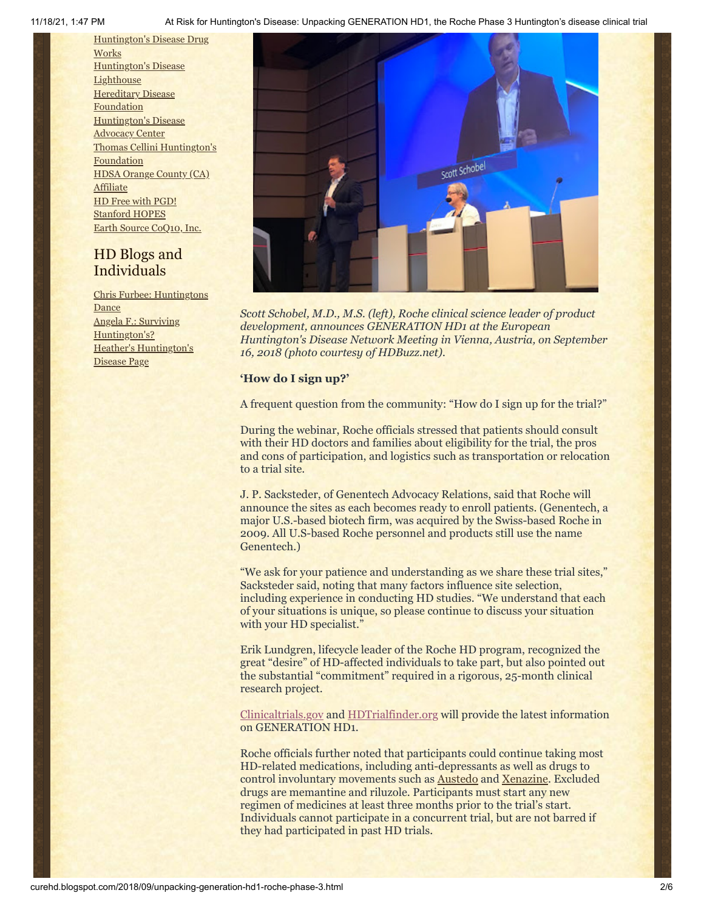Huntington's Disease Drug Works
Huntington's Disease Lighthouse
Hereditary Disease Foundation
Huntington's Disease Advocacy Center
Thomas Cellini Huntington's Foundation
HDSA Orange County (CA) Affiliate
HD Free with PGD!
Stanford HOPES
Earth Source CoQ10, Inc.

## HD Blogs and Individuals

Chris Furbee: Huntingtons Dance
Angela F.: Surviving Huntington's?
Heather's Huntington's Disease Page

*Scott Schobel, M.D., M.S. (left), Roche clinical science leader of product development, announces GENERATION HD1 at the European Huntington's Disease Network Meeting in Vienna, Austria, on September 16, 2018 (photo courtesy of HDBuzz.net).*

**'How do I sign up?'**

A frequent question from the community: "How do I sign up for the trial?"

During the webinar, Roche officials stressed that patients should consult with their HD doctors and families about eligibility for the trial, the pros and cons of participation, and logistics such as transportation or relocation to a trial site.

J. P. Sacksteder, of Genentech Advocacy Relations, said that Roche will announce the sites as each becomes ready to enroll patients. (Genentech, a major U.S.-based biotech firm, was acquired by the Swiss-based Roche in 2009. All U.S-based Roche personnel and products still use the name Genentech.)

"We ask for your patience and understanding as we share these trial sites," Sacksteder said, noting that many factors influence site selection, including experience in conducting HD studies. "We understand that each of your situations is unique, so please continue to discuss your situation with your HD specialist."

Erik Lundgren, lifecycle leader of the Roche HD program, recognized the great "desire" of HD-affected individuals to take part, but also pointed out the substantial "commitment" required in a rigorous, 25-month clinical research project.

Clinicaltrials.gov and HDTrialfinder.org will provide the latest information on GENERATION HD1.

Roche officials further noted that participants could continue taking most HD-related medications, including anti-depressants as well as drugs to control involuntary movements such as Austedo and Xenazine. Excluded drugs are memantine and riluzole. Participants must start any new regimen of medicines at least three months prior to the trial's start. Individuals cannot participate in a concurrent trial, but are not barred if they had participated in past HD trials.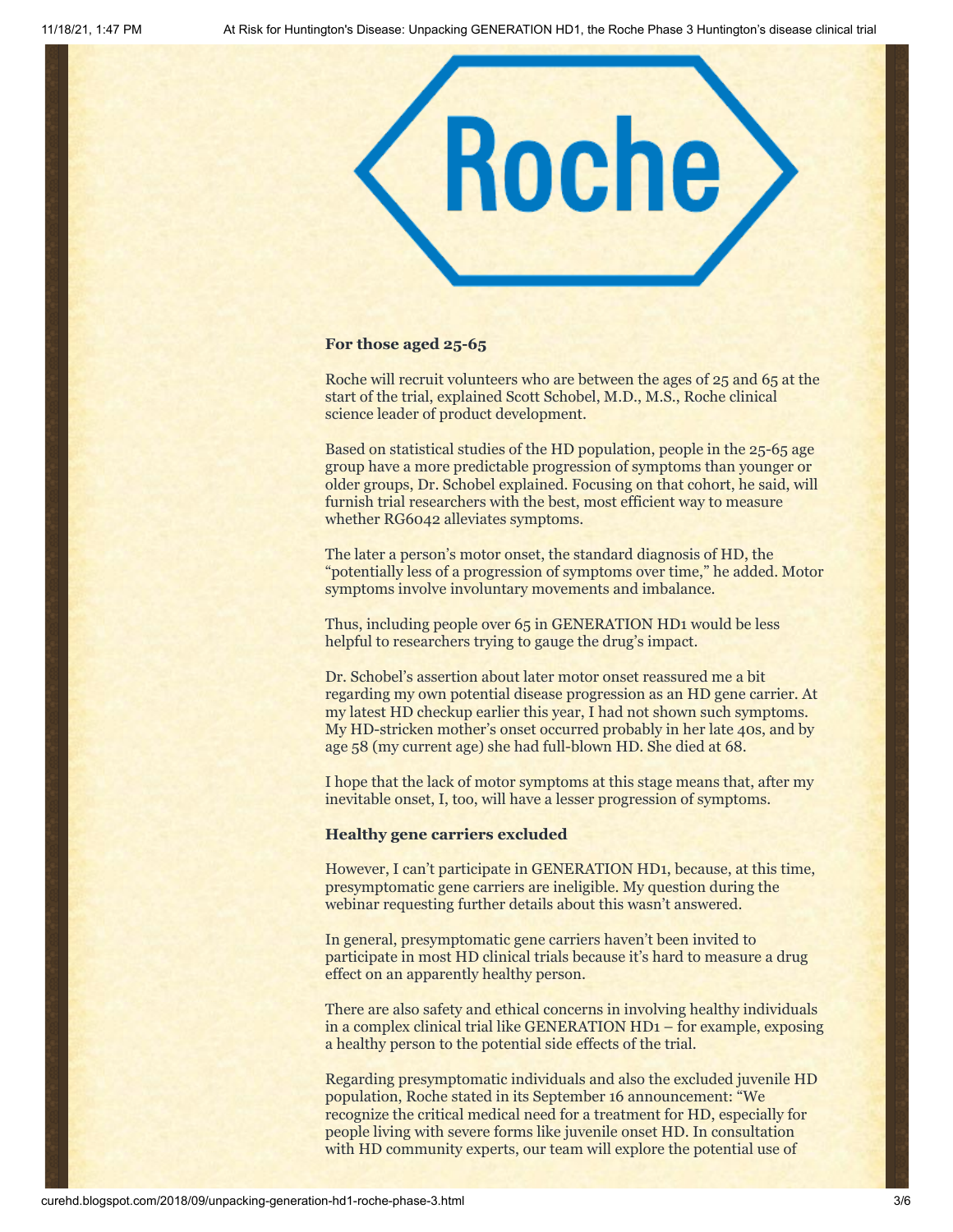**For those aged 25-65**

Roche will recruit volunteers who are between the ages of 25 and 65 at the start of the trial, explained Scott Schobel, M.D., M.S., Roche clinical science leader of product development.

Based on statistical studies of the HD population, people in the 25-65 age group have a more predictable progression of symptoms than younger or older groups, Dr. Schobel explained. Focusing on that cohort, he said, will furnish trial researchers with the best, most efficient way to measure whether RG6042 alleviates symptoms.

The later a person's motor onset, the standard diagnosis of HD, the "potentially less of a progression of symptoms over time," he added. Motor symptoms involve involuntary movements and imbalance.

Thus, including people over 65 in GENERATION HD1 would be less helpful to researchers trying to gauge the drug's impact.

Dr. Schobel's assertion about later motor onset reassured me a bit regarding my own potential disease progression as an HD gene carrier. At my latest HD checkup earlier this year, I had not shown such symptoms. My HD-stricken mother's onset occurred probably in her late 40s, and by age 58 (my current age) she had full-blown HD. She died at 68.

I hope that the lack of motor symptoms at this stage means that, after my inevitable onset, I, too, will have a lesser progression of symptoms.

**Healthy gene carriers excluded**

However, I can't participate in GENERATION HD1, because, at this time, presymptomatic gene carriers are ineligible. My question during the webinar requesting further details about this wasn't answered.

In general, presymptomatic gene carriers haven't been invited to participate in most HD clinical trials because it's hard to measure a drug effect on an apparently healthy person.

There are also safety and ethical concerns in involving healthy individuals in a complex clinical trial like GENERATION HD1 – for example, exposing a healthy person to the potential side effects of the trial.

Regarding presymptomatic individuals and also the excluded juvenile HD population, Roche stated in its September 16 announcement: "We recognize the critical medical need for a treatment for HD, especially for people living with severe forms like juvenile onset HD. In consultation with HD community experts, our team will explore the potential use of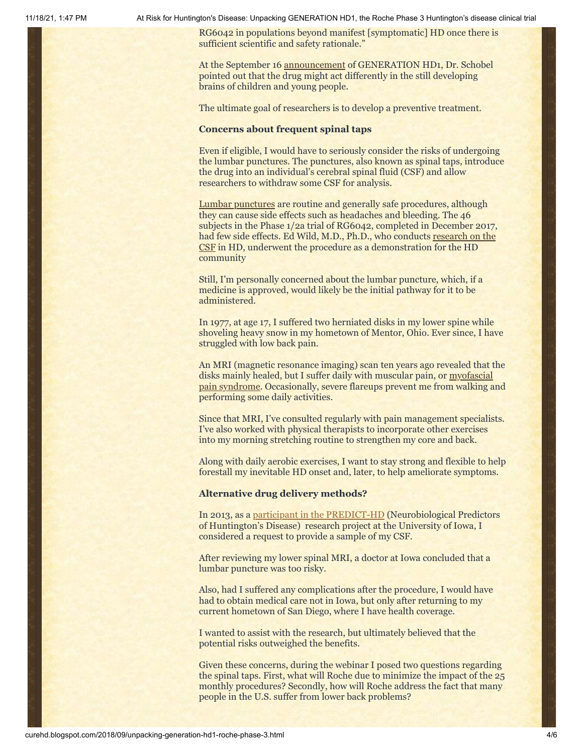RG6042 in populations beyond manifest [symptomatic] HD once there is sufficient scientific and safety rationale."

At the September 16 announcement of GENERATION HD1, Dr. Schobel pointed out that the drug might act differently in the still developing brains of children and young people.

The ultimate goal of researchers is to develop a preventive treatment.

**Concerns about frequent spinal taps**

Even if eligible, I would have to seriously consider the risks of undergoing the lumbar punctures. The punctures, also known as spinal taps, introduce the drug into an individual's cerebral spinal fluid (CSF) and allow researchers to withdraw some CSF for analysis.

Lumbar punctures are routine and generally safe procedures, although they can cause side effects such as headaches and bleeding. The 46 subjects in the Phase 1/2a trial of RG6042, completed in December 2017, had few side effects. Ed Wild, M.D., Ph.D., who conducts research on the CSF in HD, underwent the procedure as a demonstration for the HD community

Still, I'm personally concerned about the lumbar puncture, which, if a medicine is approved, would likely be the initial pathway for it to be administered.

In 1977, at age 17, I suffered two herniated disks in my lower spine while shoveling heavy snow in my hometown of Mentor, Ohio. Ever since, I have struggled with low back pain.

An MRI (magnetic resonance imaging) scan ten years ago revealed that the disks mainly healed, but I suffer daily with muscular pain, or myofascial pain syndrome. Occasionally, severe flareups prevent me from walking and performing some daily activities.

Since that MRI, I've consulted regularly with pain management specialists. I've also worked with physical therapists to incorporate other exercises into my morning stretching routine to strengthen my core and back.

Along with daily aerobic exercises, I want to stay strong and flexible to help forestall my inevitable HD onset and, later, to help ameliorate symptoms.

**Alternative drug delivery methods?**

In 2013, as a participant in the PREDICT-HD (Neurobiological Predictors of Huntington's Disease) research project at the University of Iowa, I considered a request to provide a sample of my CSF.

After reviewing my lower spinal MRI, a doctor at Iowa concluded that a lumbar puncture was too risky.

Also, had I suffered any complications after the procedure, I would have had to obtain medical care not in Iowa, but only after returning to my current hometown of San Diego, where I have health coverage.

I wanted to assist with the research, but ultimately believed that the potential risks outweighed the benefits.

Given these concerns, during the webinar I posed two questions regarding the spinal taps. First, what will Roche due to minimize the impact of the 25 monthly procedures? Secondly, how will Roche address the fact that many people in the U.S. suffer from lower back problems?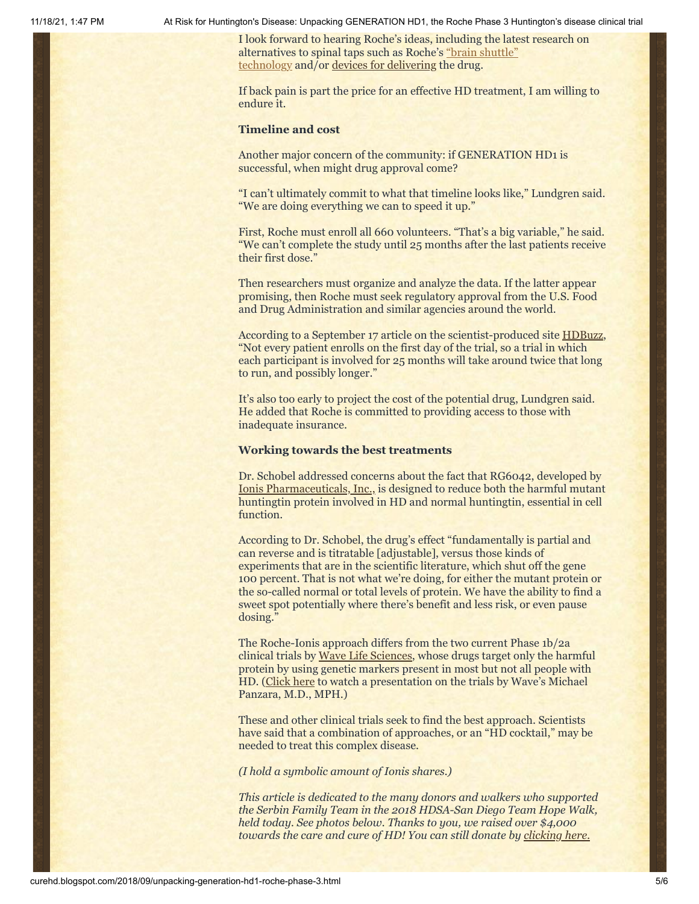I look forward to hearing Roche's ideas, including the latest research on alternatives to spinal taps such as Roche's "brain shuttle" technology and/or devices for delivering the drug.

If back pain is part the price for an effective HD treatment, I am willing to endure it.

**Timeline and cost**

Another major concern of the community: if GENERATION HD1 is successful, when might drug approval come?

"I can't ultimately commit to what that timeline looks like," Lundgren said. "We are doing everything we can to speed it up."

First, Roche must enroll all 660 volunteers. "That's a big variable," he said. "We can't complete the study until 25 months after the last patients receive their first dose."

Then researchers must organize and analyze the data. If the latter appear promising, then Roche must seek regulatory approval from the U.S. Food and Drug Administration and similar agencies around the world.

According to a September 17 article on the scientist-produced site HDBuzz, "Not every patient enrolls on the first day of the trial, so a trial in which each participant is involved for 25 months will take around twice that long to run, and possibly longer."

It's also too early to project the cost of the potential drug, Lundgren said. He added that Roche is committed to providing access to those with inadequate insurance.

**Working towards the best treatments**

Dr. Schobel addressed concerns about the fact that RG6042, developed by Ionis Pharmaceuticals, Inc., is designed to reduce both the harmful mutant huntingtin protein involved in HD and normal huntingtin, essential in cell function.

According to Dr. Schobel, the drug's effect "fundamentally is partial and can reverse and is titratable [adjustable], versus those kinds of experiments that are in the scientific literature, which shut off the gene 100 percent. That is not what we're doing, for either the mutant protein or the so-called normal or total levels of protein. We have the ability to find a sweet spot potentially where there's benefit and less risk, or even pause dosing."

The Roche-Ionis approach differs from the two current Phase 1b/2a clinical trials by Wave Life Sciences, whose drugs target only the harmful protein by using genetic markers present in most but not all people with HD. (Click here to watch a presentation on the trials by Wave's Michael Panzara, M.D., MPH.)

These and other clinical trials seek to find the best approach. Scientists have said that a combination of approaches, or an "HD cocktail," may be needed to treat this complex disease.

*(I hold a symbolic amount of Ionis shares.)*

*This article is dedicated to the many donors and walkers who supported the Serbin Family Team in the 2018 HDSA-San Diego Team Hope Walk, held today. See photos below. Thanks to you, we raised over $4,000 towards the care and cure of HD! You can still donate by clicking here.*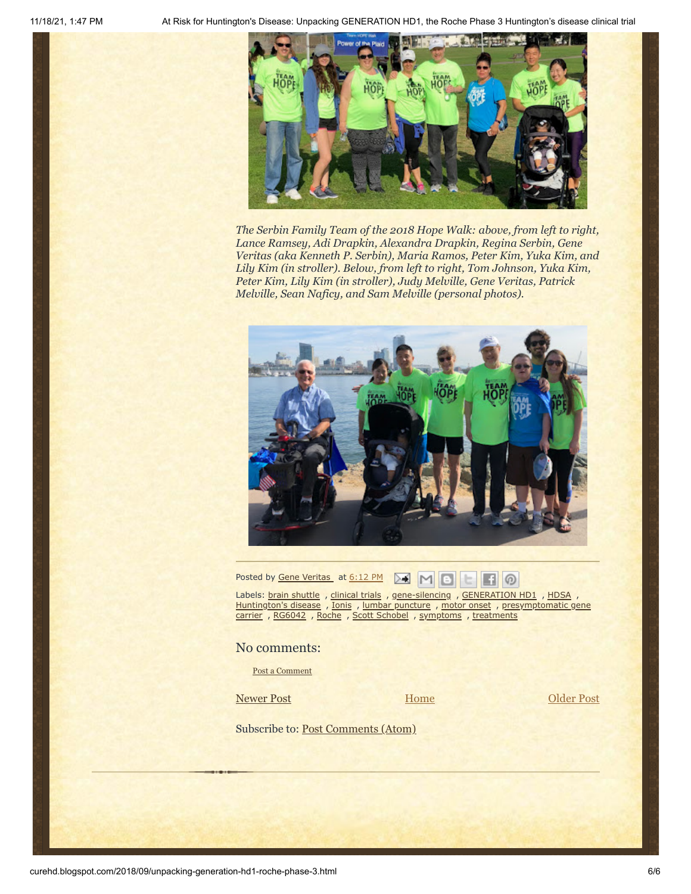*The Serbin Family Team of the 2018 Hope Walk: above, from left to right, Lance Ramsey, Adi Drapkin, Alexandra Drapkin, Regina Serbin, Gene Veritas (aka Kenneth P. Serbin), Maria Ramos, Peter Kim, Yuka Kim, and Lily Kim (in stroller). Below, from left to right, Tom Johnson, Yuka Kim, Peter Kim, Lily Kim (in stroller), Judy Melville, Gene Veritas, Patrick Melville, Sean Naficy, and Sam Melville (personal photos).*

Posted by Gene Veritas at 6:12 PM

Labels: brain shuttle, clinical trials, gene-silencing, GENERATION HD1, HDSA, Huntington's disease, Ionis, lumbar puncture, motor onset, presymptomatic gene carrier, RG6042, Roche, Scott Schobel, symptoms, treatments

## No comments:

Post a Comment

Newer Post | Home | Older Post

Subscribe to: Post Comments (Atom)